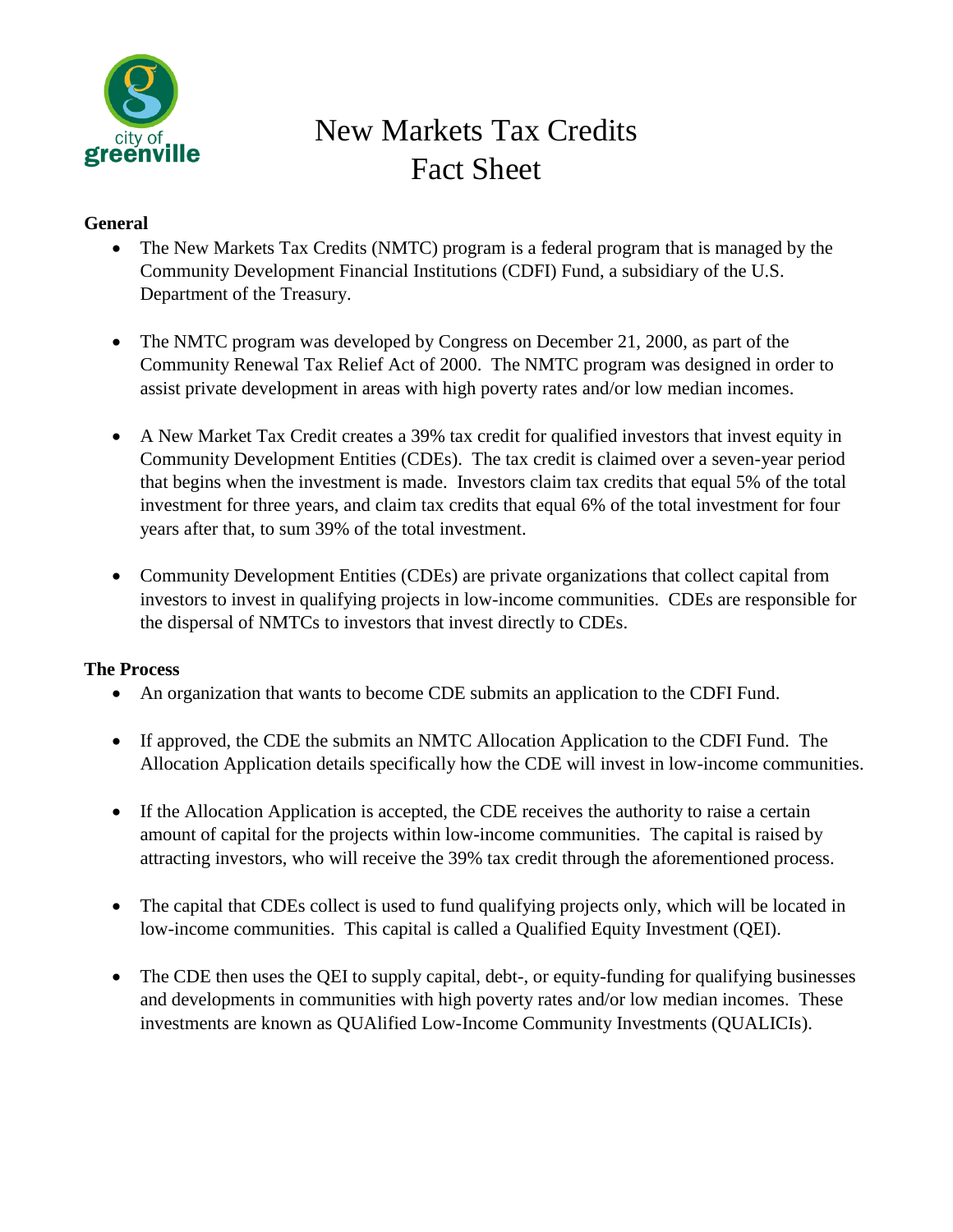# New Markets Tax Credits Fact Sheet

**General**

- The New Markets Tax Credits (NMTC) program is a federal program that is managed by the Community Development Financial Institutions (CDFI) Fund, a subsidiary of the U.S. Department of the Treasury.
- The NMTC program was developed by Congress on December 21, 2000, as part of the Community Renewal Tax Relief Act of 2000. The NMTC program was designed in order to assist private development in areas with high poverty rates and/or low median incomes.
- A New Market Tax Credit creates a 39% tax credit for qualified investors that invest equity in Community Development Entities (CDEs). The tax credit is claimed over a seven-year period that begins when the investment is made. Investors claim tax credits that equal 5% of the total investment for three years, and claim tax credits that equal 6% of the total investment for four years after that, to sum 39% of the total investment.
- Community Development Entities (CDEs) are private organizations that collect capital from investors to invest in qualifying projects in low-income communities. CDEs are responsible for the dispersal of NMTCs to investors that invest directly to CDEs.

**The Process**

- An organization that wants to become CDE submits an application to the CDFI Fund.
- If approved, the CDE the submits an NMTC Allocation Application to the CDFI Fund. The Allocation Application details specifically how the CDE will invest in low-income communities.
- If the Allocation Application is accepted, the CDE receives the authority to raise a certain amount of capital for the projects within low-income communities. The capital is raised by attracting investors, who will receive the 39% tax credit through the aforementioned process.
- The capital that CDEs collect is used to fund qualifying projects only, which will be located in low-income communities. This capital is called a Qualified Equity Investment (QEI).
- The CDE then uses the QEI to supply capital, debt-, or equity-funding for qualifying businesses and developments in communities with high poverty rates and/or low median incomes. These investments are known as QUAlified Low-Income Community Investments (QUALICIs).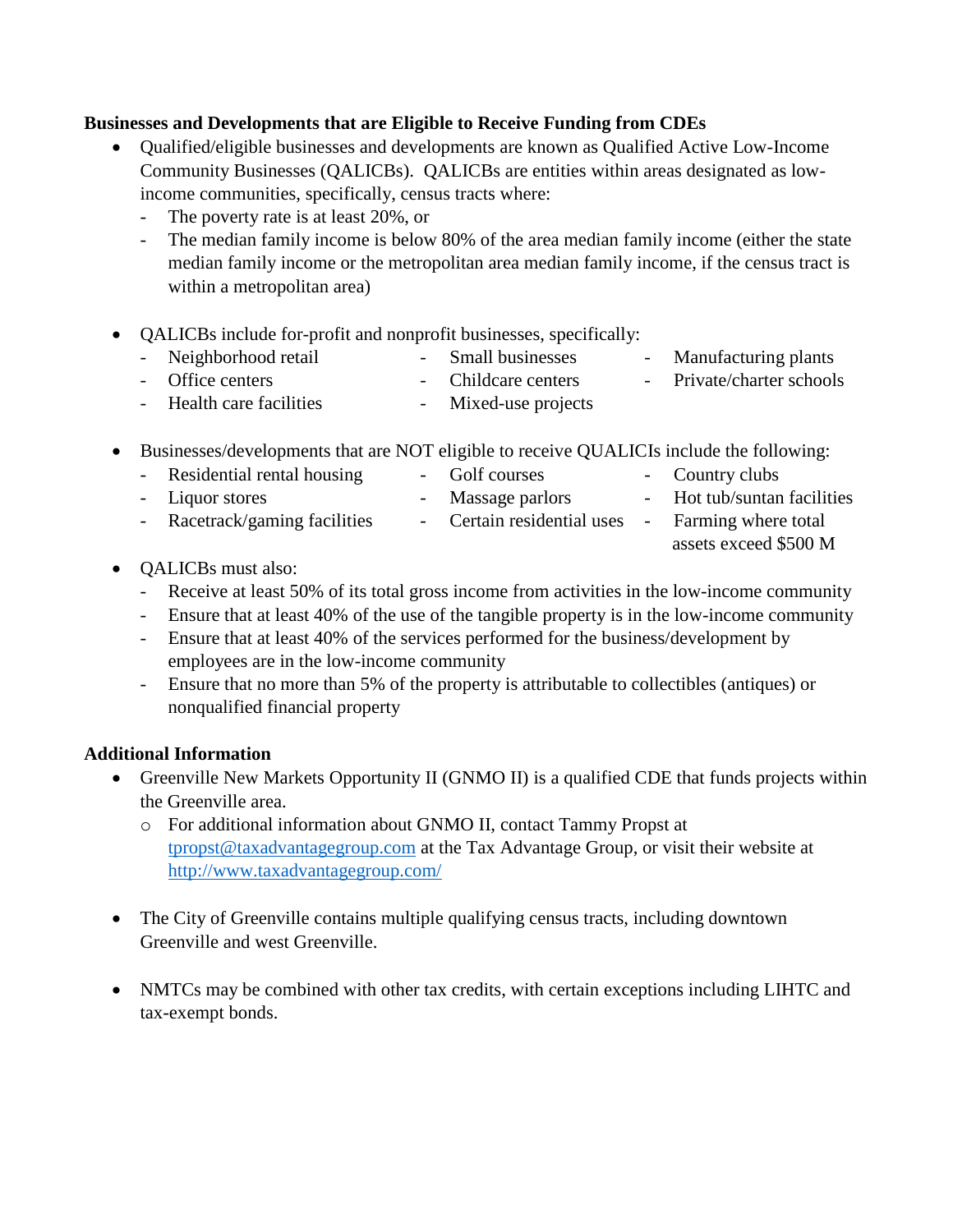**Businesses and Developments that are Eligible to Receive Funding from CDEs**

- Qualified/eligible businesses and developments are known as Qualified Active Low-Income Community Businesses (QALICBs). QALICBs are entities within areas designated as low-income communities, specifically, census tracts where:
  - The poverty rate is at least 20%, or
  - The median family income is below 80% of the area median family income (either the state median family income or the metropolitan area median family income, if the census tract is within a metropolitan area)

- QALICBs include for-profit and nonprofit businesses, specifically:
  - Neighborhood retail
  - Office centers
  - Health care facilities
  - Small businesses
  - Childcare centers
  - Mixed-use projects
  - Manufacturing plants
  - Private/charter schools

- Businesses/developments that are NOT eligible to receive QUALICIs include the following:
  - Residential rental housing
  - Liquor stores
  - Racetrack/gaming facilities
  - Golf courses
  - Massage parlors
  - Certain residential uses
  - Country clubs
  - Hot tub/suntan facilities
  - Farming where total assets exceed $500 M

- QALICBs must also:
  - Receive at least 50% of its total gross income from activities in the low-income community
  - Ensure that at least 40% of the use of the tangible property is in the low-income community
  - Ensure that at least 40% of the services performed for the business/development by employees are in the low-income community
  - Ensure that no more than 5% of the property is attributable to collectibles (antiques) or nonqualified financial property

**Additional Information**

- Greenville New Markets Opportunity II (GNMO II) is a qualified CDE that funds projects within the Greenville area.
  - For additional information about GNMO II, contact Tammy Propst at tpropst@taxadvantagegroup.com at the Tax Advantage Group, or visit their website at http://www.taxadvantagegroup.com/

- The City of Greenville contains multiple qualifying census tracts, including downtown Greenville and west Greenville.

- NMTCs may be combined with other tax credits, with certain exceptions including LIHTC and tax-exempt bonds.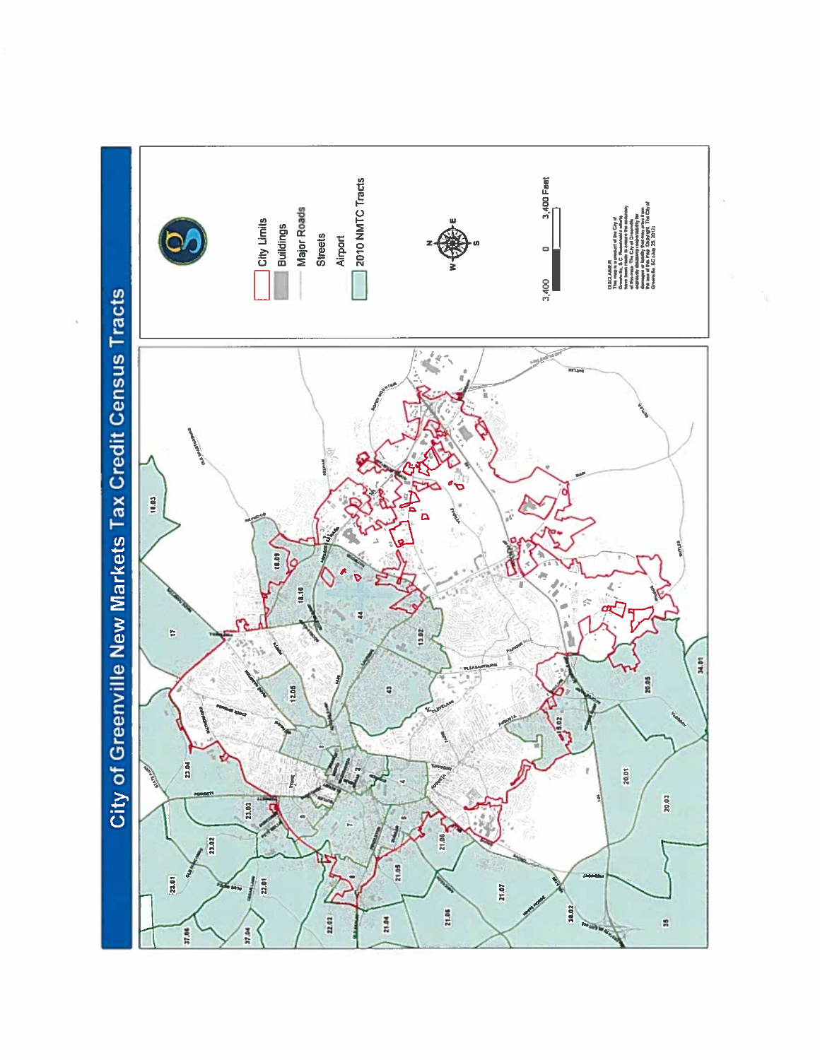# City of Greenville New Markets Tax Credit Census Tracts

City Limits

Buildings

Major Roads

Streets

Airport

2010 NMTC Tracts

N
E
S
W

3,400 0 3,400 Feet

DISCLAIMER
This map is a product of the City of Greenville, S.C. Reasonable efforts have been made to ensure the accuracy of this map. The City of Greenville expressly disclaims responsibility for damages or liability that may arise from the use of this map. Copyright, The City of Greenville, SC (July 25, 2012)

18.03
17
18.09
18.10
44
13.02
12.05
43
23.04
23.03
23.02
23.01
22.01
22.02
37.04
37.06
9
10
2
3
4
7
5
6
21.06
21.05
21.04
21.08
21.07
30.02
35
20.01
20.03
20.05
34.01
15.02